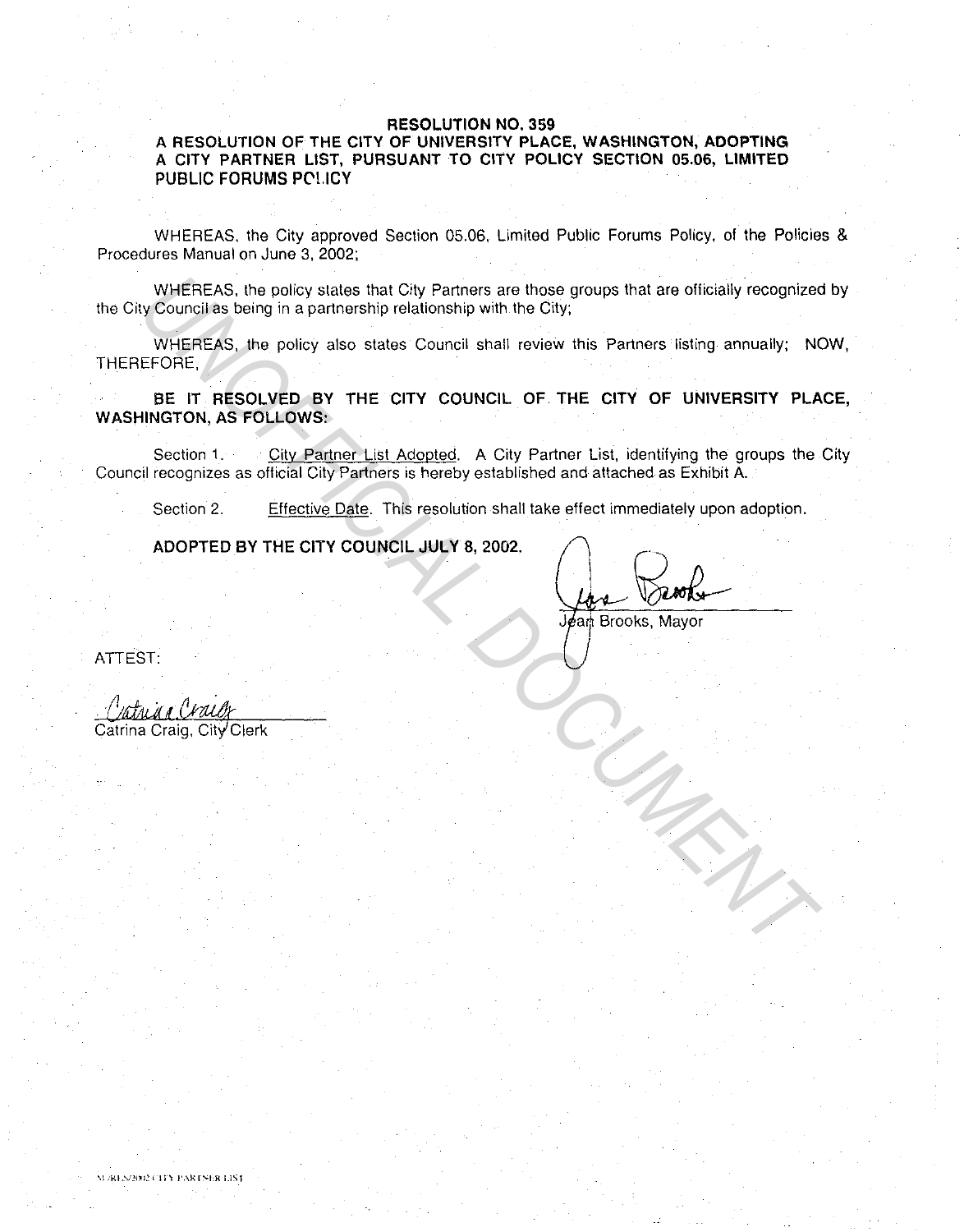**RESOLUTION NO. 359**

**A RESOLUTION OF THE CITY OF UNIVERSITY PLACE, WASHINGTON, ADOPTING A CITY PARTNER LIST, PURSUANT TO CITY POLICY SECTION 05.06, LIMITED PUBLIC FORUMS POLICY**

WHEREAS, the City approved Section 05.06, Limited Public Forums Policy, of the Policies & Procedures Manual on June 3, 2002;

WHEREAS, the policy states that City Partners are those groups that are officially recognized by the City Council as being in a partnership relationship with the City;

WHEREAS, the policy also states Council shall review this Partners listing annually; NOW, THEREFORE,

**BE IT RESOLVED BY THE CITY COUNCIL OF THE CITY OF UNIVERSITY PLACE, WASHINGTON, AS FOLLOWS:**

Section 1. City Partner List Adopted. A City Partner List, identifying the groups the City Council recognizes as official City Partners is hereby established and attached as Exhibit A.

Section 2. Effective Date. This resolution shall take effect immediately upon adoption.

**ADOPTED BY THE CITY COUNCIL JULY 8, 2002.**

Jean Brooks, Mayor

ATTEST:

Catrina Craig, City Clerk

UNOFFICIAL DOCUMENT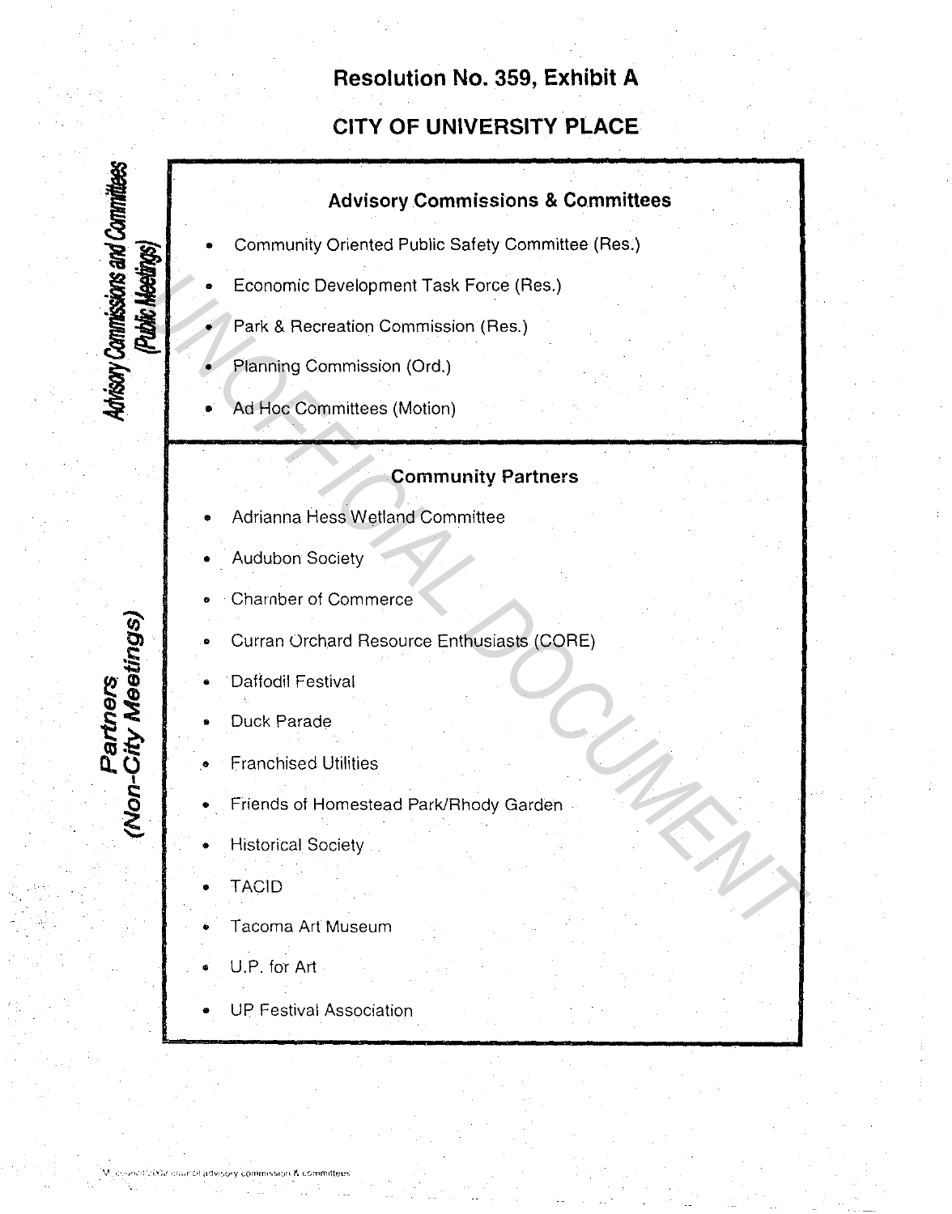# Resolution No. 359, Exhibit A

## CITY OF UNIVERSITY PLACE

*Advisory Commissions and Committees (Public Meetings)*

### Advisory Commissions & Committees

- Community Oriented Public Safety Committee (Res.)
- Economic Development Task Force (Res.)
- Park & Recreation Commission (Res.)
- Planning Commission (Ord.)
- Ad Hoc Committees (Motion)

*Partners (Non-City Meetings)*

### Community Partners

- Adrianna Hess Wetland Committee
- Audubon Society
- Chamber of Commerce
- Curran Orchard Resource Enthusiasts (CORE)
- Daffodil Festival
- Duck Parade
- Franchised Utilities
- Friends of Homestead Park/Rhody Garden
- Historical Society
- TACID
- Tacoma Art Museum
- U.P. for Art
- UP Festival Association